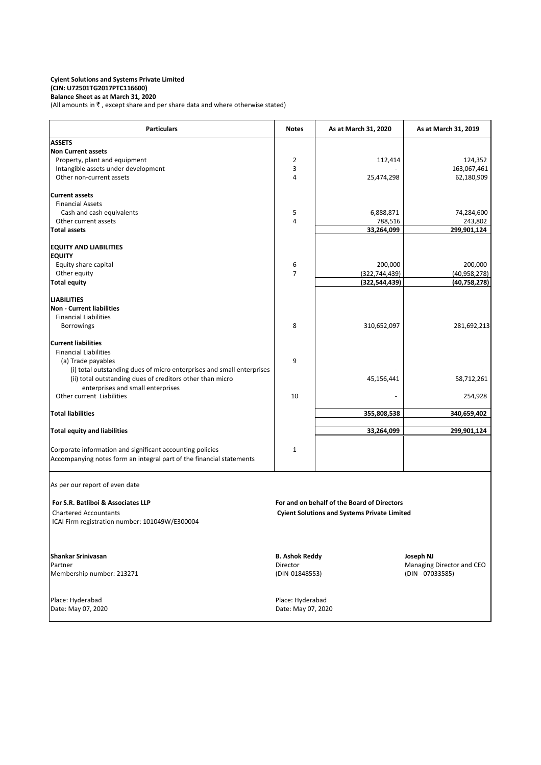**Cyient Solutions and Systems Private Limited**
**(CIN: U72501TG2017PTC116600)**
**Balance Sheet as at March 31, 2020**
(All amounts in ₹ , except share and per share data and where otherwise stated)

| Particulars | Notes | As at March 31, 2020 | As at March 31, 2019 |
|---|---|---|---|
| **ASSETS** | | | |
| **Non Current assets** | | | |
| Property, plant and equipment | 2 | 112,414 | 124,352 |
| Intangible assets under development | 3 | - | 163,067,461 |
| Other non-current assets | 4 | 25,474,298 | 62,180,909 |
| **Current assets** | | | |
| Financial Assets | | | |
| Cash and cash equivalents | 5 | 6,888,871 | 74,284,600 |
| Other current assets | 4 | 788,516 | 243,802 |
| **Total assets** | | **33,264,099** | **299,901,124** |
| **EQUITY AND LIABILITIES** | | | |
| **EQUITY** | | | |
| Equity share capital | 6 | 200,000 | 200,000 |
| Other equity | 7 | (322,744,439) | (40,958,278) |
| **Total equity** | | **(322,544,439)** | **(40,758,278)** |
| **LIABILITIES** | | | |
| **Non - Current liabilities** | | | |
| Financial Liabilities | | | |
| Borrowings | 8 | 310,652,097 | 281,692,213 |
| **Current liabilities** | | | |
| Financial Liabilities | | | |
| (a) Trade payables | 9 | | |
| (i) total outstanding dues of micro enterprises and small enterprises | | - | - |
| (ii) total outstanding dues of creditors other than micro enterprises and small enterprises | | 45,156,441 | 58,712,261 |
| Other current Liabilities | 10 | - | 254,928 |
| **Total liabilities** | | **355,808,538** | **340,659,402** |
| **Total equity and liabilities** | | **33,264,099** | **299,901,124** |
| Corporate information and significant accounting policies | 1 | | |
| Accompanying notes form an integral part of the financial statements | | | |

As per our report of even date

**For S.R. Batliboi & Associates LLP**
Chartered Accountants
ICAI Firm registration number: 101049W/E300004

**For and on behalf of the Board of Directors**
**Cyient Solutions and Systems Private Limited**

**Shankar Srinivasan**
Partner
Membership number: 213271

**B. Ashok Reddy**
Director
(DIN-01848553)

**Joseph NJ**
Managing Director and CEO
(DIN - 07033585)

Place: Hyderabad
Date: May 07, 2020

Place: Hyderabad
Date: May 07, 2020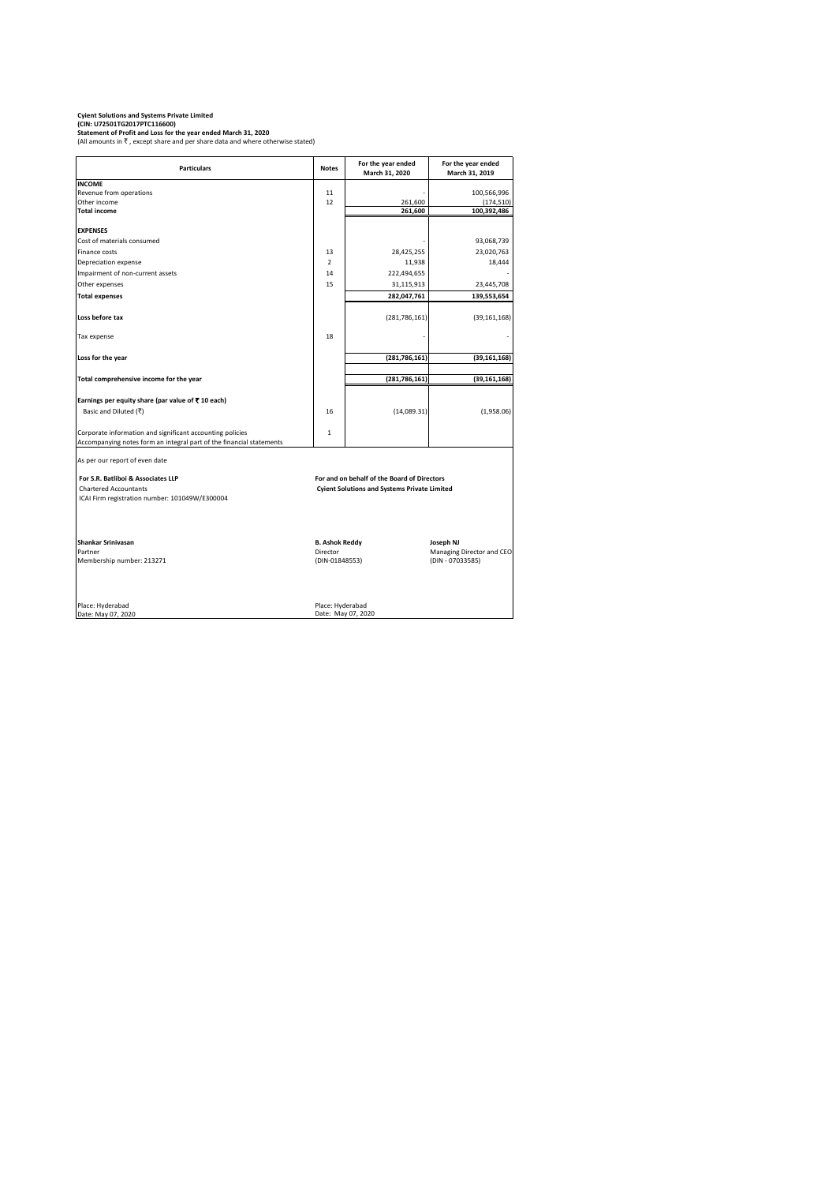**Cyient Solutions and Systems Private Limited**
**(CIN: U72501TG2017PTC116600)**
**Statement of Profit and Loss for the year ended March 31, 2020**
(All amounts in ₹ , except share and per share data and where otherwise stated)

| Particulars | Notes | For the year ended March 31, 2020 | For the year ended March 31, 2019 |
|---|---|---|---|
| **INCOME** | | | |
| Revenue from operations | 11 | - | 100,566,996 |
| Other income | 12 | 261,600 | (174,510) |
| **Total income** | | **261,600** | **100,392,486** |
| | | | |
| **EXPENSES** | | | |
| Cost of materials consumed | | - | 93,068,739 |
| Finance costs | 13 | 28,425,255 | 23,020,763 |
| Depreciation expense | 2 | 11,938 | 18,444 |
| Impairment of non-current assets | 14 | 222,494,655 | - |
| Other expenses | 15 | 31,115,913 | 23,445,708 |
| **Total expenses** | | **282,047,761** | **139,553,654** |
| | | | |
| **Loss before tax** | | (281,786,161) | (39,161,168) |
| | | | |
| Tax expense | 18 | - | - |
| | | | |
| **Loss for the year** | | **(281,786,161)** | **(39,161,168)** |
| | | | |
| **Total comprehensive income for the year** | | **(281,786,161)** | **(39,161,168)** |
| | | | |
| **Earnings per equity share (par value of ₹ 10 each)** | | | |
| Basic and Diluted (₹) | 16 | (14,089.31) | (1,958.06) |
| | | | |
| Corporate information and significant accounting policies | 1 | | |
| Accompanying notes form an integral part of the financial statements | | | |

As per our report of even date

**For S.R. Batliboi & Associates LLP**
Chartered Accountants
ICAI Firm registration number: 101049W/E300004

**Shankar Srinivasan**
Partner
Membership number: 213271

Place: Hyderabad
Date: May 07, 2020

**For and on behalf of the Board of Directors**
**Cyient Solutions and Systems Private Limited**

**B. Ashok Reddy**
Director
(DIN-01848553)

**Joseph NJ**
Managing Director and CEO
(DIN - 07033585)

Place: Hyderabad
Date: May 07, 2020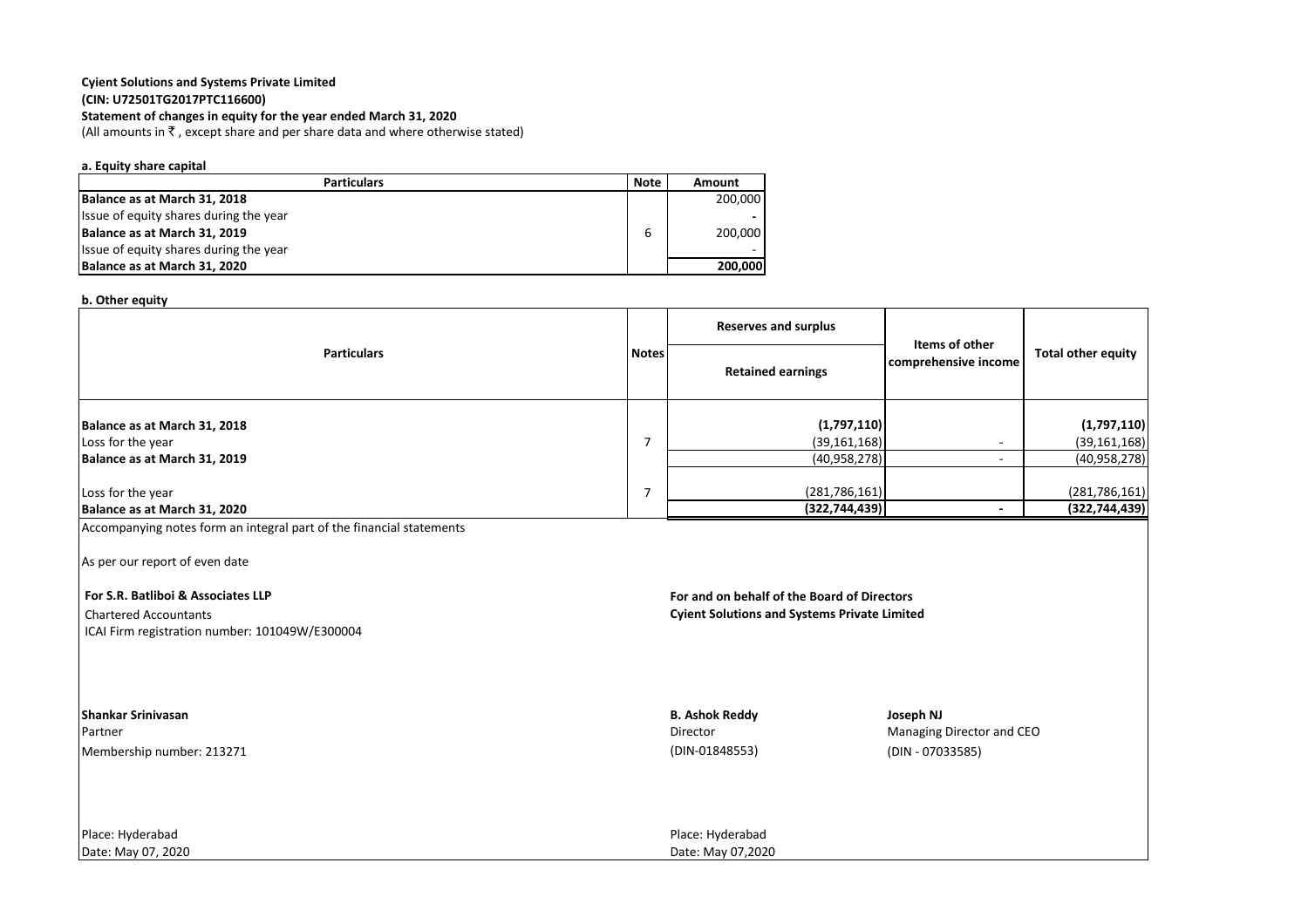**Cyient Solutions and Systems Private Limited**
**(CIN: U72501TG2017PTC116600)**
**Statement of changes in equity for the year ended March 31, 2020**
(All amounts in ₹ , except share and per share data and where otherwise stated)

**a. Equity share capital**

| Particulars | Note | Amount |
|---|---|---|
| **Balance as at March 31, 2018** | | 200,000 |
| Issue of equity shares during the year | | - |
| **Balance as at March 31, 2019** | 6 | 200,000 |
| Issue of equity shares during the year | | - |
| **Balance as at March 31, 2020** | | **200,000** |

**b. Other equity**

| Particulars | Notes | Reserves and surplus | Items of other comprehensive income | Total other equity |
|---|---|---|---|---|
| | | Retained earnings | | |
| **Balance as at March 31, 2018** | | **(1,797,110)** | | **(1,797,110)** |
| Loss for the year | 7 | (39,161,168) | - | (39,161,168) |
| **Balance as at March 31, 2019** | | (40,958,278) | - | (40,958,278) |
| Loss for the year | 7 | (281,786,161) | | (281,786,161) |
| **Balance as at March 31, 2020** | | **(322,744,439)** | **-** | **(322,744,439)** |

Accompanying notes form an integral part of the financial statements

As per our report of even date

**For S.R. Batliboi & Associates LLP**
Chartered Accountants
ICAI Firm registration number: 101049W/E300004

**Shankar Srinivasan**
Partner
Membership number: 213271

Place: Hyderabad
Date: May 07, 2020

**For and on behalf of the Board of Directors**
**Cyient Solutions and Systems Private Limited**

**B. Ashok Reddy**
Director
(DIN-01848553)

**Joseph NJ**
Managing Director and CEO
(DIN - 07033585)

Place: Hyderabad
Date: May 07,2020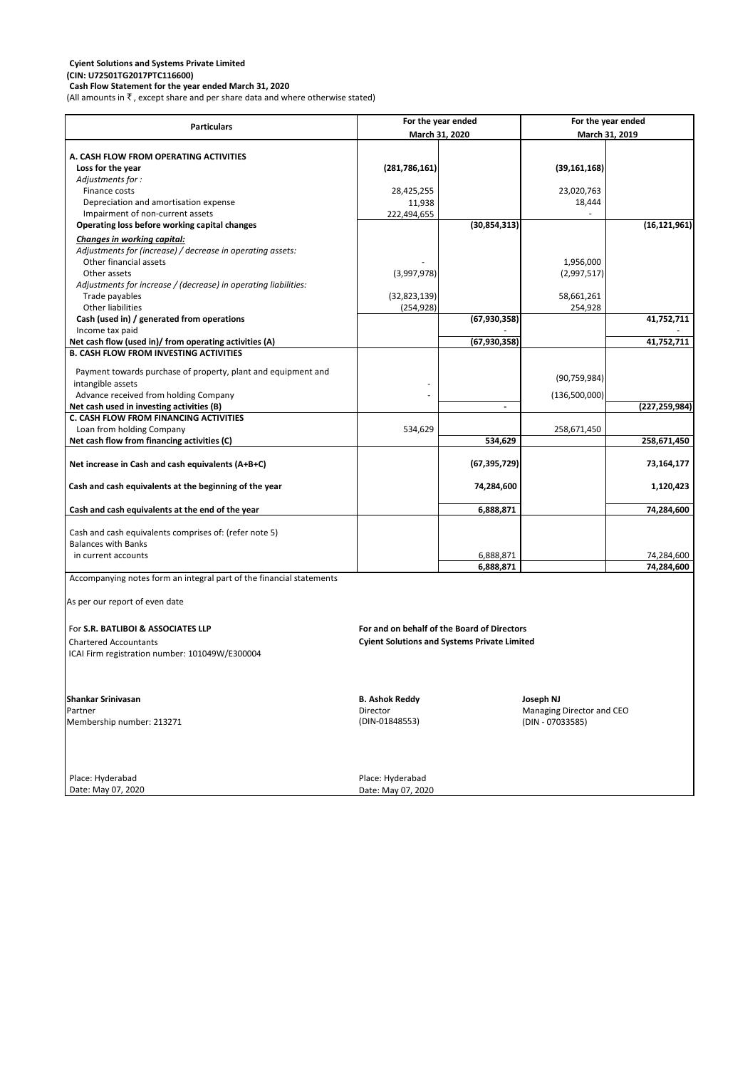**Cyient Solutions and Systems Private Limited**
**(CIN: U72501TG2017PTC116600)**
**Cash Flow Statement for the year ended March 31, 2020**
(All amounts in ₹ , except share and per share data and where otherwise stated)

| Particulars | For the year ended March 31, 2020 | | For the year ended March 31, 2019 | |
|---|---|---|---|---|
| **A. CASH FLOW FROM OPERATING ACTIVITIES** | | | | |
| **Loss for the year** | **(281,786,161)** | | **(39,161,168)** | |
| *Adjustments for :* | | | | |
| Finance costs | 28,425,255 | | 23,020,763 | |
| Depreciation and amortisation expense | 11,938 | | 18,444 | |
| Impairment of non-current assets | 222,494,655 | | - | |
| **Operating loss before working capital changes** | | **(30,854,313)** | | **(16,121,961)** |
| ***Changes in working capital:*** | | | | |
| *Adjustments for (increase) / decrease in operating assets:* | | | | |
| Other financial assets | - | | 1,956,000 | |
| Other assets | (3,997,978) | | (2,997,517) | |
| *Adjustments for increase / (decrease) in operating liabilities:* | | | | |
| Trade payables | (32,823,139) | | 58,661,261 | |
| Other liabilities | (254,928) | | 254,928 | |
| **Cash (used in) / generated from operations** | | **(67,930,358)** | | **41,752,711** |
| Income tax paid | | - | | - |
| **Net cash flow (used in)/ from operating activities (A)** | | **(67,930,358)** | | **41,752,711** |
| **B. CASH FLOW FROM INVESTING ACTIVITIES** | | | | |
| Payment towards purchase of property, plant and equipment and intangible assets | - | | (90,759,984) | |
| Advance received from holding Company | - | | (136,500,000) | |
| **Net cash used in investing activities (B)** | | **-** | | **(227,259,984)** |
| **C. CASH FLOW FROM FINANCING ACTIVITIES** | | | | |
| Loan from holding Company | 534,629 | | 258,671,450 | |
| **Net cash flow from financing activities (C)** | | **534,629** | | **258,671,450** |
| **Net increase in Cash and cash equivalents (A+B+C)** | | **(67,395,729)** | | **73,164,177** |
| **Cash and cash equivalents at the beginning of the year** | | **74,284,600** | | **1,120,423** |
| **Cash and cash equivalents at the end of the year** | | **6,888,871** | | **74,284,600** |
| Cash and cash equivalents comprises of: (refer note 5) | | | | |
| Balances with Banks | | | | |
| in current accounts | | 6,888,871 | | 74,284,600 |
| | | **6,888,871** | | **74,284,600** |

Accompanying notes form an integral part of the financial statements

As per our report of even date

For **S.R. BATLIBOI & ASSOCIATES LLP**
Chartered Accountants
ICAI Firm registration number: 101049W/E300004

**For and on behalf of the Board of Directors**
**Cyient Solutions and Systems Private Limited**

**Shankar Srinivasan**
Partner
Membership number: 213271

**B. Ashok Reddy**
Director
(DIN-01848553)

**Joseph NJ**
Managing Director and CEO
(DIN - 07033585)

Place: Hyderabad
Date: May 07, 2020

Place: Hyderabad
Date: May 07, 2020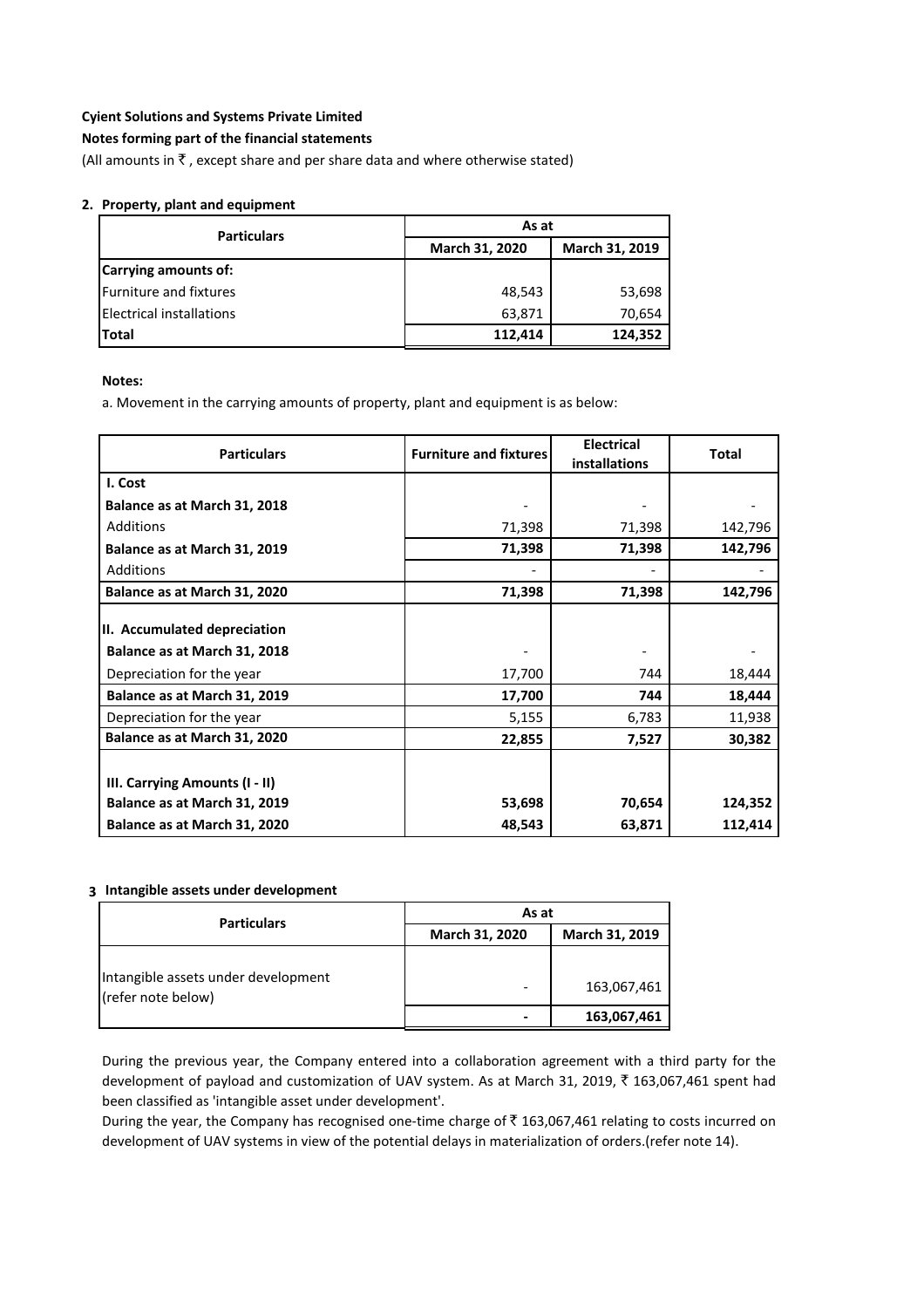**Cyient Solutions and Systems Private Limited**

**Notes forming part of the financial statements**

(All amounts in ₹ , except share and per share data and where otherwise stated)

## 2. Property, plant and equipment

| Particulars | As at | |
|---|---|---|
| | March 31, 2020 | March 31, 2019 |
| **Carrying amounts of:** | | |
| Furniture and fixtures | 48,543 | 53,698 |
| Electrical installations | 63,871 | 70,654 |
| **Total** | **112,414** | **124,352** |

**Notes:**

a. Movement in the carrying amounts of property, plant and equipment is as below:

| Particulars | Furniture and fixtures | Electrical installations | Total |
|---|---|---|---|
| **I. Cost** | | | |
| **Balance as at March 31, 2018** | - | - | - |
| Additions | 71,398 | 71,398 | 142,796 |
| **Balance as at March 31, 2019** | **71,398** | **71,398** | **142,796** |
| Additions | - | - | - |
| **Balance as at March 31, 2020** | **71,398** | **71,398** | **142,796** |
| **II. Accumulated depreciation** | | | |
| **Balance as at March 31, 2018** | - | - | - |
| Depreciation for the year | 17,700 | 744 | 18,444 |
| **Balance as at March 31, 2019** | **17,700** | **744** | **18,444** |
| Depreciation for the year | 5,155 | 6,783 | 11,938 |
| **Balance as at March 31, 2020** | **22,855** | **7,527** | **30,382** |
| **III. Carrying Amounts (I - II)** | | | |
| **Balance as at March 31, 2019** | **53,698** | **70,654** | **124,352** |
| **Balance as at March 31, 2020** | **48,543** | **63,871** | **112,414** |

## 3 Intangible assets under development

| Particulars | As at | |
|---|---|---|
| | March 31, 2020 | March 31, 2019 |
| Intangible assets under development (refer note below) | - | 163,067,461 |
| | **-** | **163,067,461** |

During the previous year, the Company entered into a collaboration agreement with a third party for the development of payload and customization of UAV system. As at March 31, 2019, ₹ 163,067,461 spent had been classified as 'intangible asset under development'.

During the year, the Company has recognised one-time charge of ₹ 163,067,461 relating to costs incurred on development of UAV systems in view of the potential delays in materialization of orders.(refer note 14).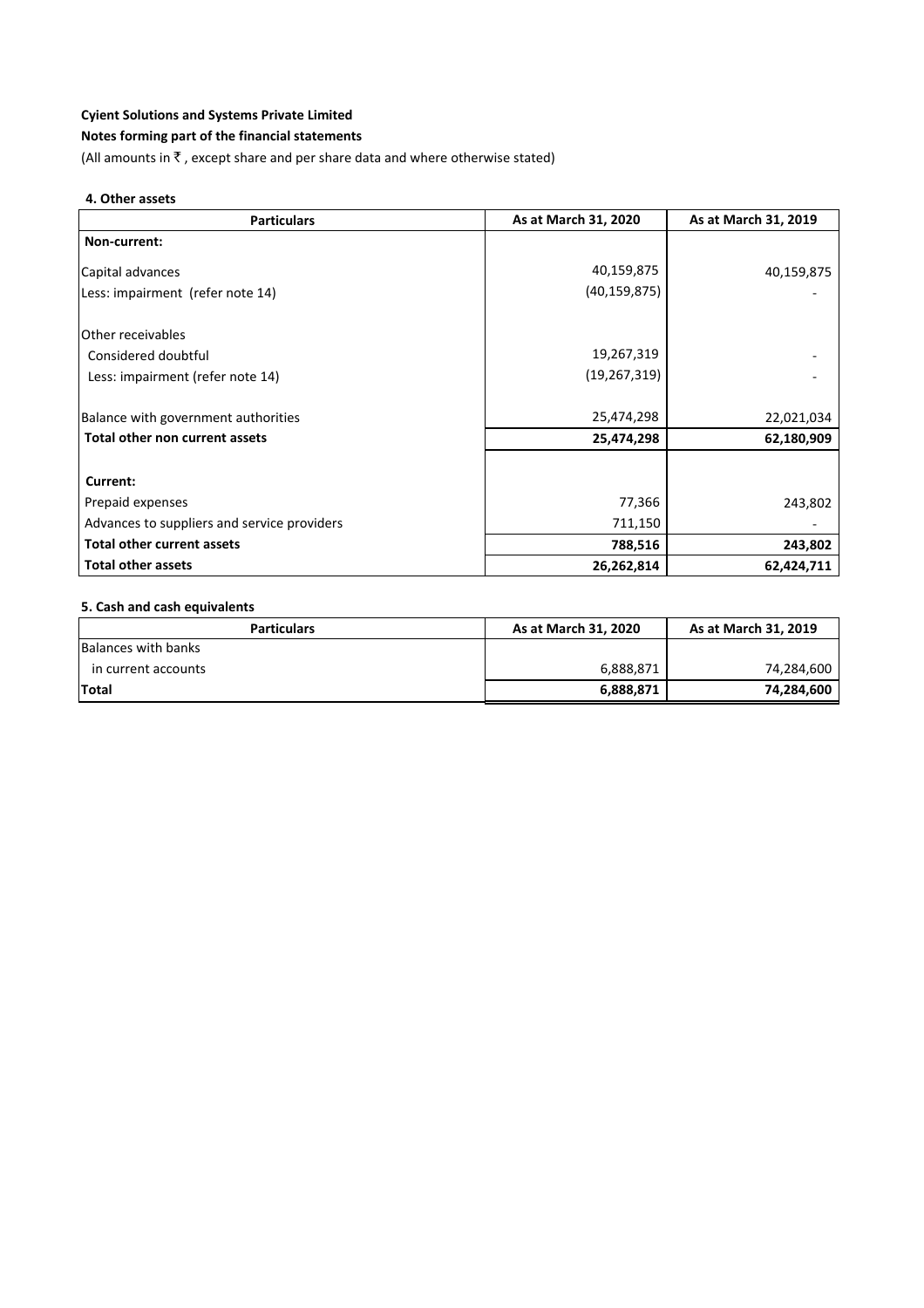**Cyient Solutions and Systems Private Limited**

**Notes forming part of the financial statements**

(All amounts in ₹ , except share and per share data and where otherwise stated)

**4. Other assets**

| Particulars | As at March 31, 2020 | As at March 31, 2019 |
|---|---|---|
| **Non-current:** | | |
| Capital advances | 40,159,875 | 40,159,875 |
| Less: impairment (refer note 14) | (40,159,875) | - |
| Other receivables | | |
| Considered doubtful | 19,267,319 | - |
| Less: impairment (refer note 14) | (19,267,319) | - |
| Balance with government authorities | 25,474,298 | 22,021,034 |
| **Total other non current assets** | **25,474,298** | **62,180,909** |
| **Current:** | | |
| Prepaid expenses | 77,366 | 243,802 |
| Advances to suppliers and service providers | 711,150 | - |
| **Total other current assets** | **788,516** | **243,802** |
| **Total other assets** | **26,262,814** | **62,424,711** |

**5. Cash and cash equivalents**

| Particulars | As at March 31, 2020 | As at March 31, 2019 |
|---|---|---|
| Balances with banks | | |
| in current accounts | 6,888,871 | 74,284,600 |
| **Total** | **6,888,871** | **74,284,600** |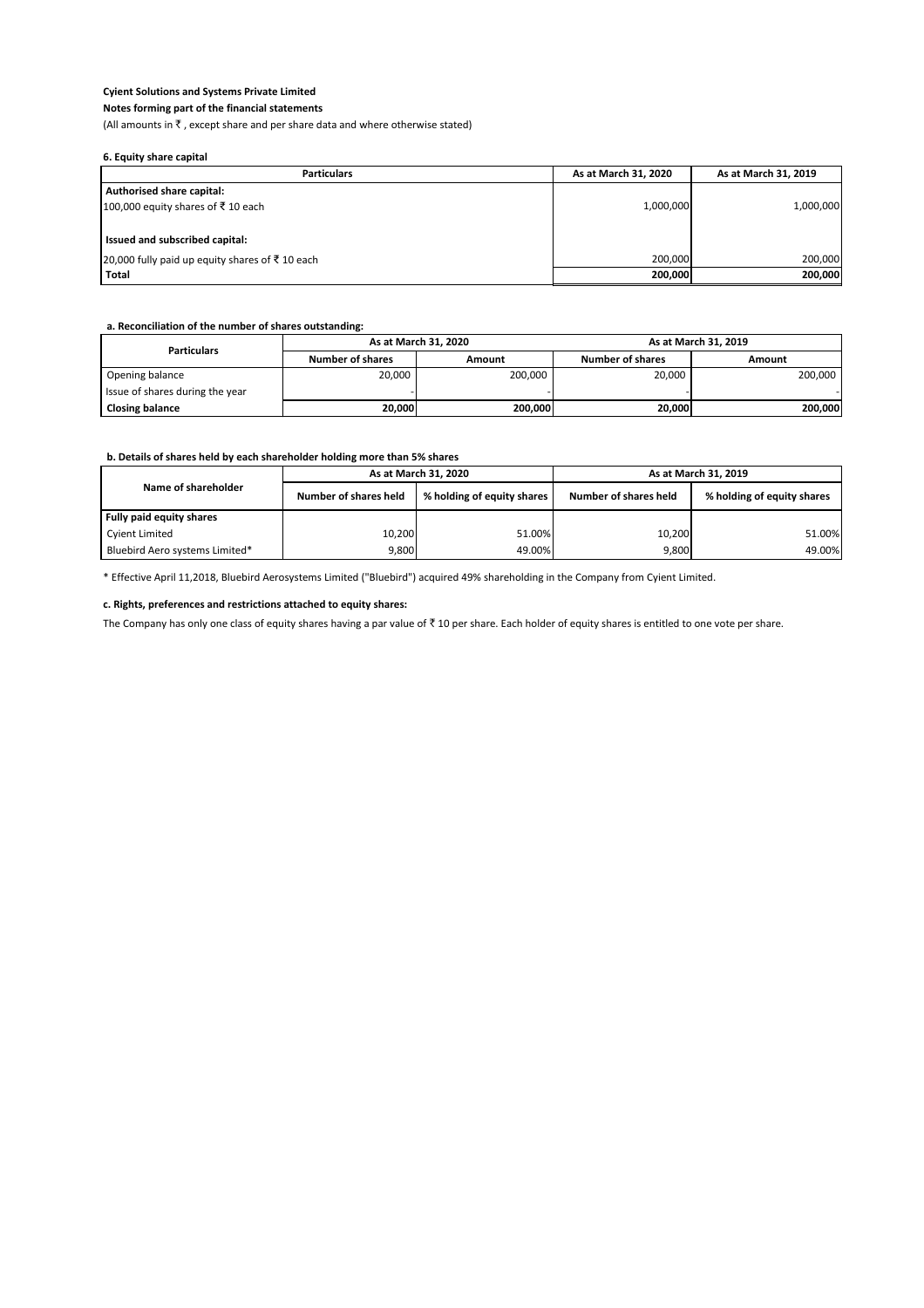**Cyient Solutions and Systems Private Limited**

**Notes forming part of the financial statements**

(All amounts in ₹ , except share and per share data and where otherwise stated)

**6. Equity share capital**

| Particulars | As at March 31, 2020 | As at March 31, 2019 |
|---|---|---|
| **Authorised share capital:** | | |
| 100,000 equity shares of ₹ 10 each | 1,000,000 | 1,000,000 |
| **Issued and subscribed capital:** | | |
| 20,000 fully paid up equity shares of ₹ 10 each | 200,000 | 200,000 |
| **Total** | **200,000** | **200,000** |

**a. Reconciliation of the number of shares outstanding:**

| Particulars | As at March 31, 2020 | | As at March 31, 2019 | |
|---|---|---|---|---|
| | Number of shares | Amount | Number of shares | Amount |
| Opening balance | 20,000 | 200,000 | 20,000 | 200,000 |
| Issue of shares during the year | - | - | - | - |
| **Closing balance** | **20,000** | **200,000** | **20,000** | **200,000** |

**b. Details of shares held by each shareholder holding more than 5% shares**

| Name of shareholder | As at March 31, 2020 | | As at March 31, 2019 | |
|---|---|---|---|---|
| | Number of shares held | % holding of equity shares | Number of shares held | % holding of equity shares |
| **Fully paid equity shares** | | | | |
| Cyient Limited | 10,200 | 51.00% | 10,200 | 51.00% |
| Bluebird Aero systems Limited* | 9,800 | 49.00% | 9,800 | 49.00% |

* Effective April 11,2018, Bluebird Aerosystems Limited ("Bluebird") acquired 49% shareholding in the Company from Cyient Limited.

**c. Rights, preferences and restrictions attached to equity shares:**

The Company has only one class of equity shares having a par value of ₹ 10 per share. Each holder of equity shares is entitled to one vote per share.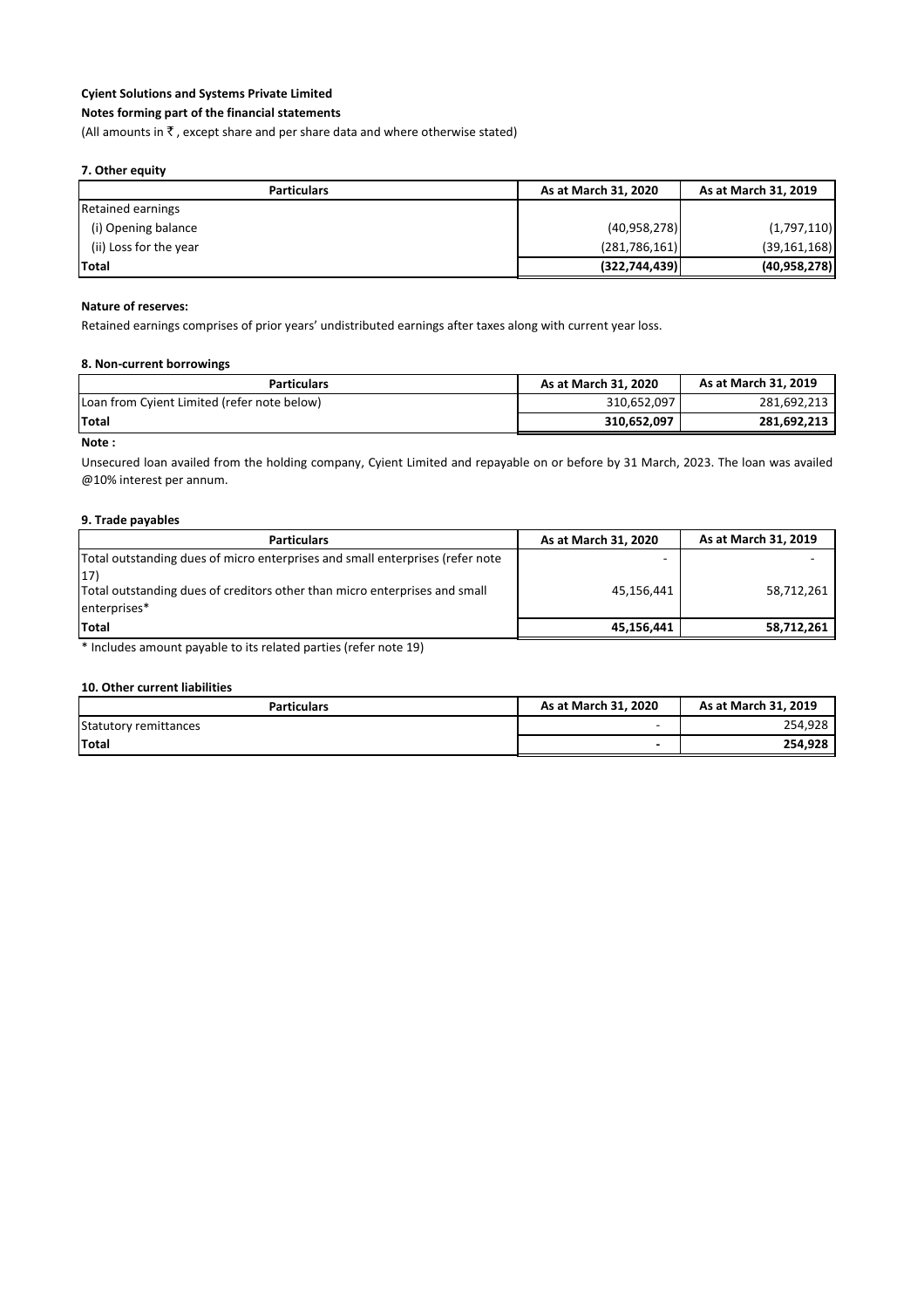**Cyient Solutions and Systems Private Limited**

**Notes forming part of the financial statements**

(All amounts in ₹ , except share and per share data and where otherwise stated)

### 7. Other equity

| Particulars | As at March 31, 2020 | As at March 31, 2019 |
|---|---|---|
| Retained earnings | | |
| (i) Opening balance | (40,958,278) | (1,797,110) |
| (ii) Loss for the year | (281,786,161) | (39,161,168) |
| **Total** | **(322,744,439)** | **(40,958,278)** |

**Nature of reserves:**

Retained earnings comprises of prior years' undistributed earnings after taxes along with current year loss.

### 8. Non-current borrowings

| Particulars | As at March 31, 2020 | As at March 31, 2019 |
|---|---|---|
| Loan from Cyient Limited (refer note below) | 310,652,097 | 281,692,213 |
| **Total** | **310,652,097** | **281,692,213** |

**Note :**

Unsecured loan availed from the holding company, Cyient Limited and repayable on or before by 31 March, 2023. The loan was availed @10% interest per annum.

### 9. Trade payables

| Particulars | As at March 31, 2020 | As at March 31, 2019 |
|---|---|---|
| Total outstanding dues of micro enterprises and small enterprises (refer note 17) | - | - |
| Total outstanding dues of creditors other than micro enterprises and small enterprises* | 45,156,441 | 58,712,261 |
| **Total** | **45,156,441** | **58,712,261** |

* Includes amount payable to its related parties (refer note 19)

### 10. Other current liabilities

| Particulars | As at March 31, 2020 | As at March 31, 2019 |
|---|---|---|
| Statutory remittances | - | 254,928 |
| **Total** | **-** | **254,928** |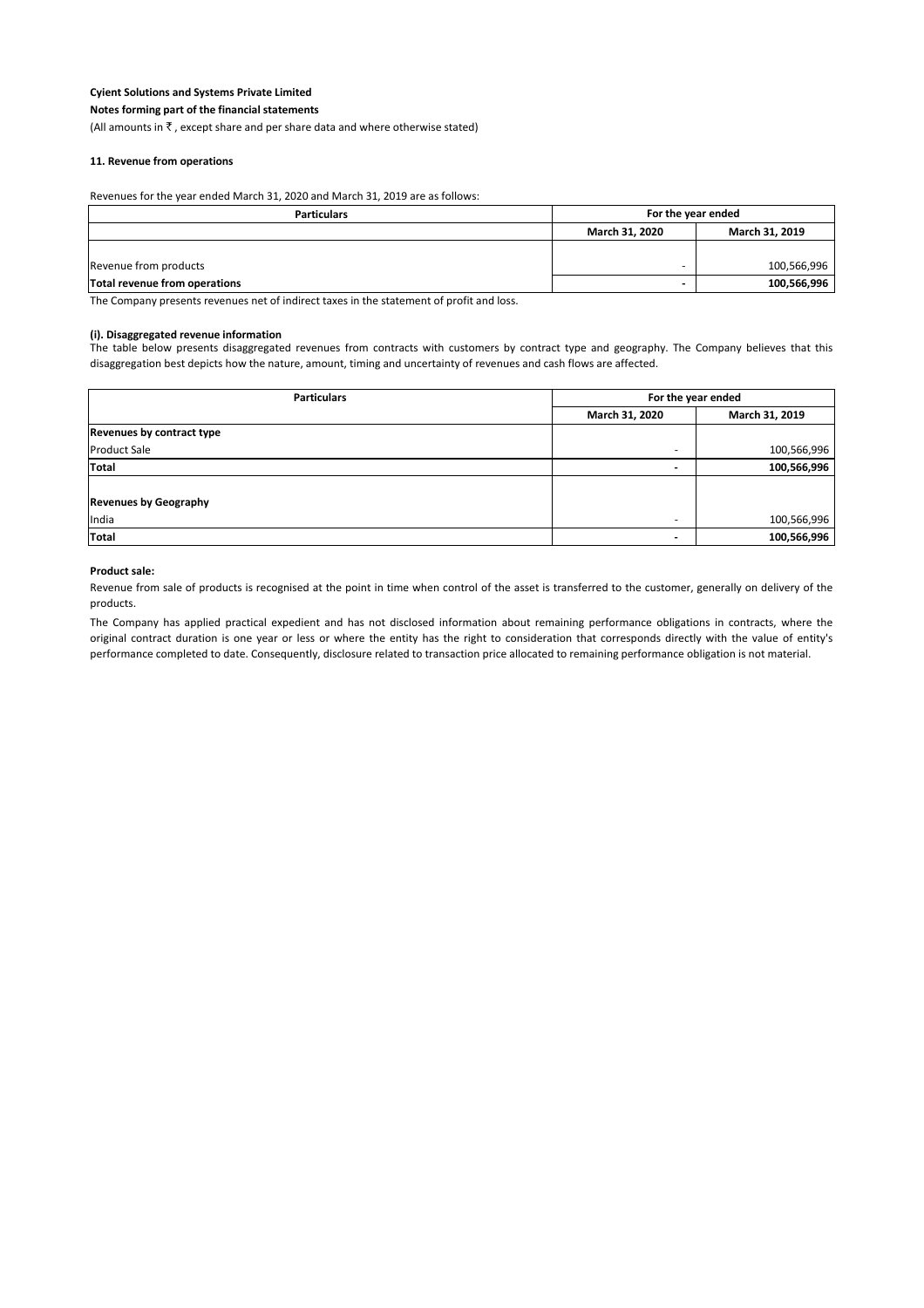**Cyient Solutions and Systems Private Limited**

**Notes forming part of the financial statements**

(All amounts in ₹ , except share and per share data and where otherwise stated)

#### 11. Revenue from operations

Revenues for the year ended March 31, 2020 and March 31, 2019 are as follows:

| Particulars | For the year ended | |
|---|---|---|
| | March 31, 2020 | March 31, 2019 |
| Revenue from products | - | 100,566,996 |
| **Total revenue from operations** | **-** | **100,566,996** |

The Company presents revenues net of indirect taxes in the statement of profit and loss.

**(i). Disaggregated revenue information**

The table below presents disaggregated revenues from contracts with customers by contract type and geography. The Company believes that this disaggregation best depicts how the nature, amount, timing and uncertainty of revenues and cash flows are affected.

| Particulars | For the year ended | |
|---|---|---|
| | March 31, 2020 | March 31, 2019 |
| **Revenues by contract type** | | |
| Product Sale | - | 100,566,996 |
| **Total** | **-** | **100,566,996** |
| **Revenues by Geography** | | |
| India | - | 100,566,996 |
| **Total** | **-** | **100,566,996** |

**Product sale:**

Revenue from sale of products is recognised at the point in time when control of the asset is transferred to the customer, generally on delivery of the products.

The Company has applied practical expedient and has not disclosed information about remaining performance obligations in contracts, where the original contract duration is one year or less or where the entity has the right to consideration that corresponds directly with the value of entity's performance completed to date. Consequently, disclosure related to transaction price allocated to remaining performance obligation is not material.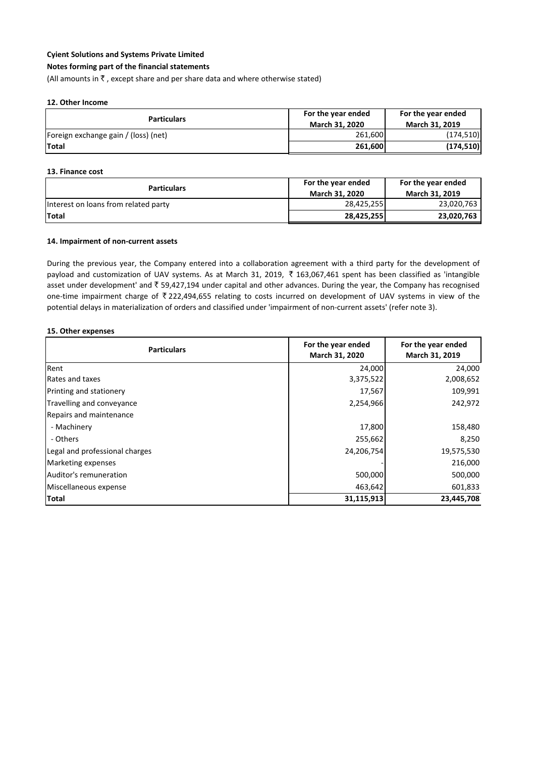**Cyient Solutions and Systems Private Limited**

**Notes forming part of the financial statements**

(All amounts in ₹ , except share and per share data and where otherwise stated)

### 12. Other Income

| Particulars | For the year ended March 31, 2020 | For the year ended March 31, 2019 |
|---|---|---|
| Foreign exchange gain / (loss) (net) | 261,600 | (174,510) |
| **Total** | **261,600** | **(174,510)** |

### 13. Finance cost

| Particulars | For the year ended March 31, 2020 | For the year ended March 31, 2019 |
|---|---|---|
| Interest on loans from related party | 28,425,255 | 23,020,763 |
| **Total** | **28,425,255** | **23,020,763** |

### 14. Impairment of non-current assets

During the previous year, the Company entered into a collaboration agreement with a third party for the development of payload and customization of UAV systems. As at March 31, 2019, ₹ 163,067,461 spent has been classified as 'intangible asset under development' and ₹ 59,427,194 under capital and other advances. During the year, the Company has recognised one-time impairment charge of ₹ 222,494,655 relating to costs incurred on development of UAV systems in view of the potential delays in materialization of orders and classified under 'impairment of non-current assets' (refer note 3).

### 15. Other expenses

| Particulars | For the year ended March 31, 2020 | For the year ended March 31, 2019 |
|---|---|---|
| Rent | 24,000 | 24,000 |
| Rates and taxes | 3,375,522 | 2,008,652 |
| Printing and stationery | 17,567 | 109,991 |
| Travelling and conveyance | 2,254,966 | 242,972 |
| Repairs and maintenance | | |
| - Machinery | 17,800 | 158,480 |
| - Others | 255,662 | 8,250 |
| Legal and professional charges | 24,206,754 | 19,575,530 |
| Marketing expenses | - | 216,000 |
| Auditor's remuneration | 500,000 | 500,000 |
| Miscellaneous expense | 463,642 | 601,833 |
| **Total** | **31,115,913** | **23,445,708** |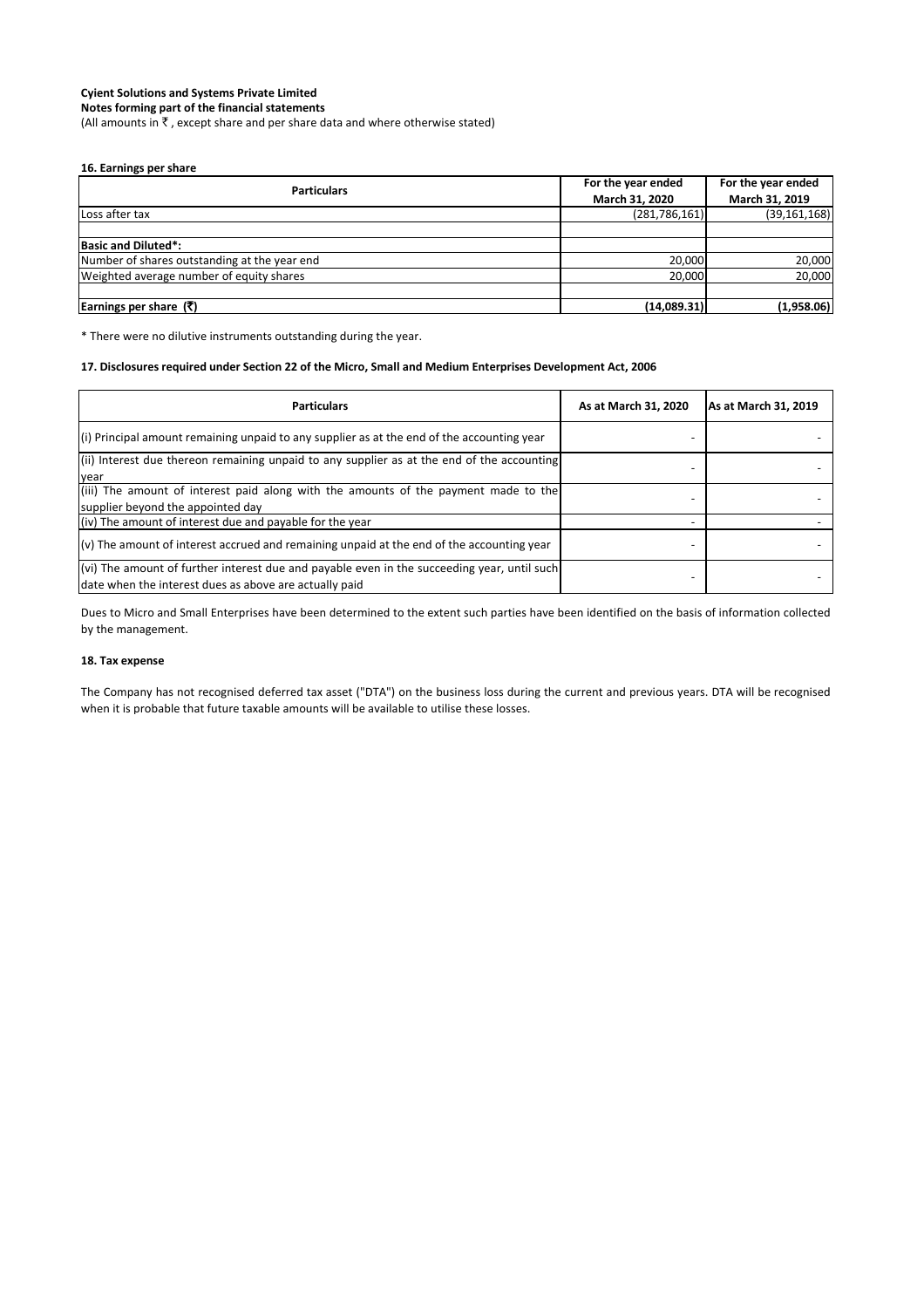**Cyient Solutions and Systems Private Limited**
**Notes forming part of the financial statements**
(All amounts in ₹ , except share and per share data and where otherwise stated)

**16. Earnings per share**

| Particulars | For the year ended March 31, 2020 | For the year ended March 31, 2019 |
|---|---|---|
| Loss after tax | (281,786,161) | (39,161,168) |
| | | |
| **Basic and Diluted*:** | | |
| Number of shares outstanding at the year end | 20,000 | 20,000 |
| Weighted average number of equity shares | 20,000 | 20,000 |
| | | |
| **Earnings per share (₹)** | **(14,089.31)** | **(1,958.06)** |

* There were no dilutive instruments outstanding during the year.

**17. Disclosures required under Section 22 of the Micro, Small and Medium Enterprises Development Act, 2006**

| Particulars | As at March 31, 2020 | As at March 31, 2019 |
|---|---|---|
| (i) Principal amount remaining unpaid to any supplier as at the end of the accounting year | - | - |
| (ii) Interest due thereon remaining unpaid to any supplier as at the end of the accounting year | - | - |
| (iii) The amount of interest paid along with the amounts of the payment made to the supplier beyond the appointed day | - | - |
| (iv) The amount of interest due and payable for the year | - | - |
| (v) The amount of interest accrued and remaining unpaid at the end of the accounting year | - | - |
| (vi) The amount of further interest due and payable even in the succeeding year, until such date when the interest dues as above are actually paid | - | - |

Dues to Micro and Small Enterprises have been determined to the extent such parties have been identified on the basis of information collected by the management.

**18. Tax expense**

The Company has not recognised deferred tax asset ("DTA") on the business loss during the current and previous years. DTA will be recognised when it is probable that future taxable amounts will be available to utilise these losses.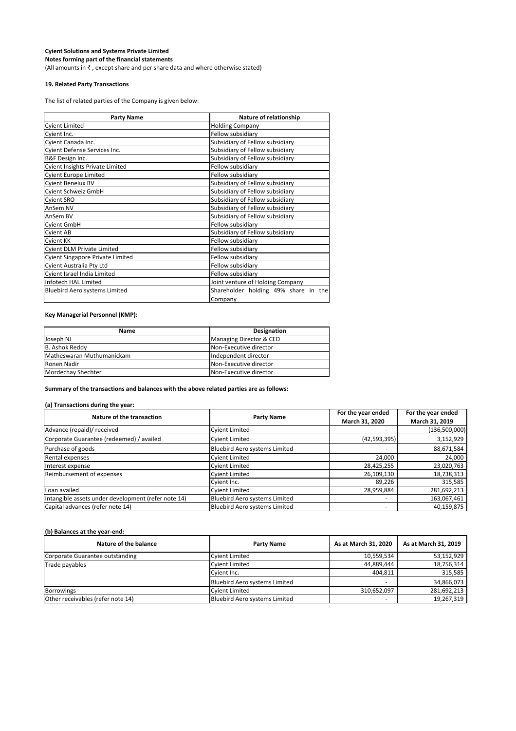**Cyient Solutions and Systems Private Limited**
**Notes forming part of the financial statements**
(All amounts in ₹ , except share and per share data and where otherwise stated)

**19. Related Party Transactions**

The list of related parties of the Company is given below:

| Party Name | Nature of relationship |
|---|---|
| Cyient Limited | Holding Company |
| Cyient Inc. | Fellow subsidiary |
| Cyient Canada Inc. | Subsidiary of Fellow subsidiary |
| Cyient Defense Services Inc. | Subsidiary of Fellow subsidiary |
| B&F Design Inc. | Subsidiary of Fellow subsidiary |
| Cyient Insights Private Limited | Fellow subsidiary |
| Cyient Europe Limited | Fellow subsidiary |
| Cyient Benelux BV | Subsidiary of Fellow subsidiary |
| Cyient Schweiz GmbH | Subsidiary of Fellow subsidiary |
| Cyient SRO | Subsidiary of Fellow subsidiary |
| AnSem NV | Subsidiary of Fellow subsidiary |
| AnSem BV | Subsidiary of Fellow subsidiary |
| Cyient GmbH | Fellow subsidiary |
| Cyient AB | Subsidiary of Fellow subsidiary |
| Cyient KK | Fellow subsidiary |
| Cyient DLM Private Limited | Fellow subsidiary |
| Cyient Singapore Private Limited | Fellow subsidiary |
| Cyient Australia Pty Ltd | Fellow subsidiary |
| Cyient Israel India Limited | Fellow subsidiary |
| Infotech HAL Limited | Joint venture of Holding Company |
| Bluebird Aero systems Limited | Shareholder holding 49% share in the Company |

**Key Managerial Personnel (KMP):**

| Name | Designation |
|---|---|
| Joseph NJ | Managing Director & CEO |
| B. Ashok Reddy | Non-Executive director |
| Matheswaran Muthumanickam | Independent director |
| Ronen Nadir | Non-Executive director |
| Mordechay Shechter | Non-Executive director |

**Summary of the transactions and balances with the above related parties are as follows:**

**(a) Transactions during the year:**

| Nature of the transaction | Party Name | For the year ended March 31, 2020 | For the year ended March 31, 2019 |
|---|---|---|---|
| Advance (repaid)/ received | Cyient Limited | - | (136,500,000) |
| Corporate Guarantee (redeemed) / availed | Cyient Limited | (42,593,395) | 3,152,929 |
| Purchase of goods | Bluebird Aero systems Limited | - | 88,671,584 |
| Rental expenses | Cyient Limited | 24,000 | 24,000 |
| Interest expense | Cyient Limited | 28,425,255 | 23,020,763 |
| Reimbursement of expenses | Cyient Limited | 26,109,130 | 18,738,313 |
| | Cyient Inc. | 89,226 | 315,585 |
| Loan availed | Cyient Limited | 28,959,884 | 281,692,213 |
| Intangible assets under development (refer note 14) | Bluebird Aero systems Limited | - | 163,067,461 |
| Capital advances (refer note 14) | Bluebird Aero systems Limited | - | 40,159,875 |

**(b) Balances at the year-end:**

| Nature of the balance | Party Name | As at March 31, 2020 | As at March 31, 2019 |
|---|---|---|---|
| Corporate Guarantee outstanding | Cyient Limited | 10,559,534 | 53,152,929 |
| Trade payables | Cyient Limited | 44,889,444 | 18,756,314 |
| | Cyient Inc. | 404,811 | 315,585 |
| | Bluebird Aero systems Limited | - | 34,866,073 |
| Borrowings | Cyient Limited | 310,652,097 | 281,692,213 |
| Other receivables (refer note 14) | Bluebird Aero systems Limited | - | 19,267,319 |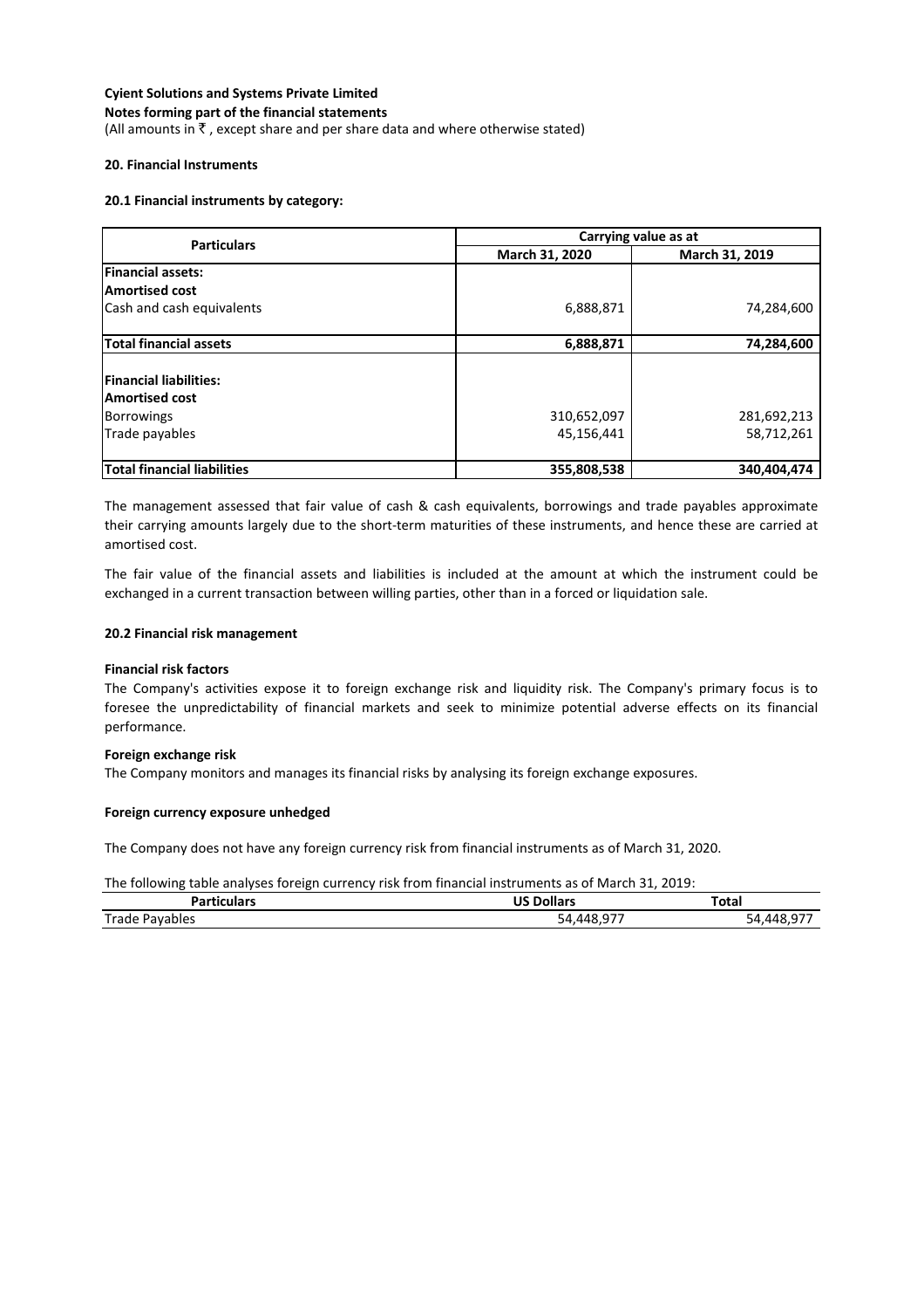**Cyient Solutions and Systems Private Limited**

**Notes forming part of the financial statements**

(All amounts in ₹ , except share and per share data and where otherwise stated)

### 20. Financial Instruments

#### 20.1 Financial instruments by category:

| Particulars | Carrying value as at | |
|---|---|---|
| | March 31, 2020 | March 31, 2019 |
| **Financial assets:** | | |
| **Amortised cost** | | |
| Cash and cash equivalents | 6,888,871 | 74,284,600 |
| **Total financial assets** | **6,888,871** | **74,284,600** |
| **Financial liabilities:** | | |
| **Amortised cost** | | |
| Borrowings | 310,652,097 | 281,692,213 |
| Trade payables | 45,156,441 | 58,712,261 |
| **Total financial liabilities** | **355,808,538** | **340,404,474** |

The management assessed that fair value of cash & cash equivalents, borrowings and trade payables approximate their carrying amounts largely due to the short-term maturities of these instruments, and hence these are carried at amortised cost.

The fair value of the financial assets and liabilities is included at the amount at which the instrument could be exchanged in a current transaction between willing parties, other than in a forced or liquidation sale.

#### 20.2 Financial risk management

**Financial risk factors**

The Company's activities expose it to foreign exchange risk and liquidity risk. The Company's primary focus is to foresee the unpredictability of financial markets and seek to minimize potential adverse effects on its financial performance.

**Foreign exchange risk**

The Company monitors and manages its financial risks by analysing its foreign exchange exposures.

**Foreign currency exposure unhedged**

The Company does not have any foreign currency risk from financial instruments as of March 31, 2020.

The following table analyses foreign currency risk from financial instruments as of March 31, 2019:

| Particulars | US Dollars | Total |
|---|---|---|
| Trade Payables | 54,448,977 | 54,448,977 |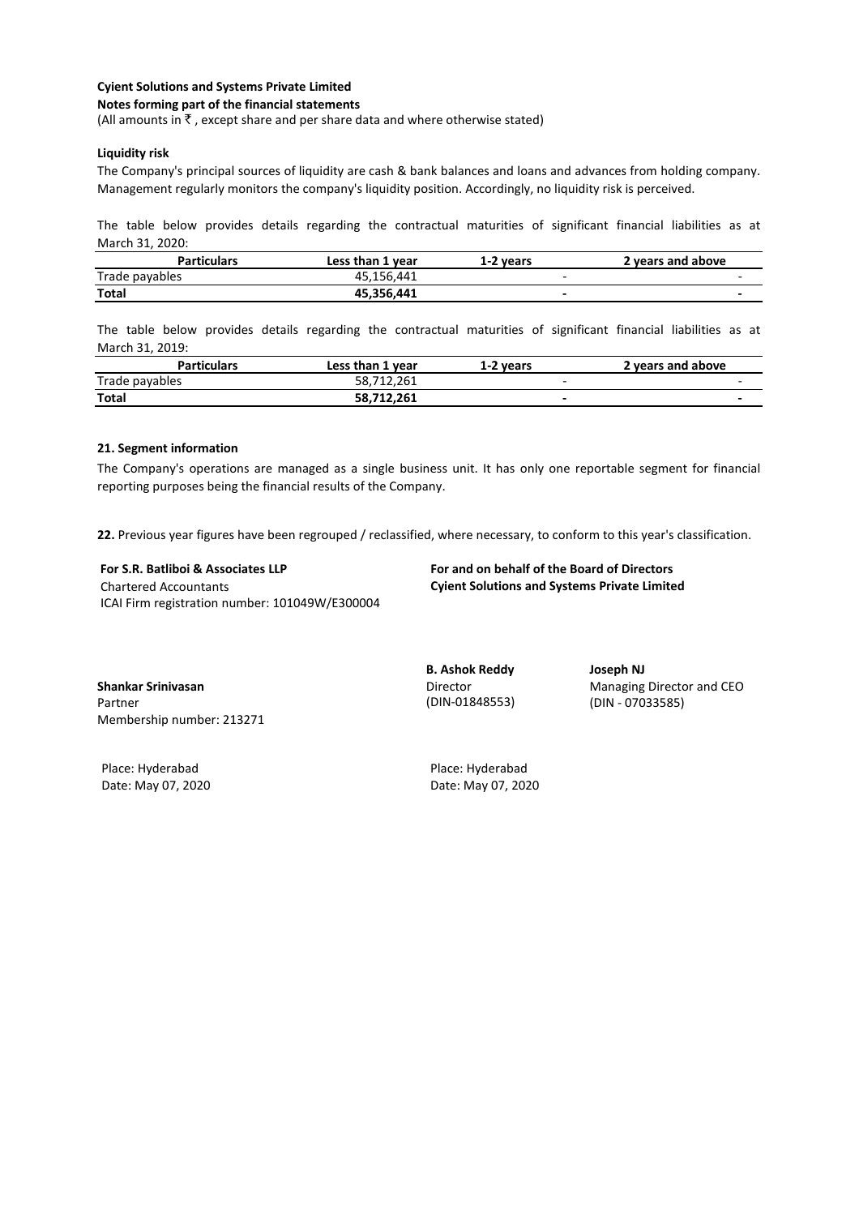**Cyient Solutions and Systems Private Limited**
**Notes forming part of the financial statements**
(All amounts in ₹ , except share and per share data and where otherwise stated)

**Liquidity risk**

The Company's principal sources of liquidity are cash & bank balances and loans and advances from holding company. Management regularly monitors the company's liquidity position. Accordingly, no liquidity risk is perceived.

The table below provides details regarding the contractual maturities of significant financial liabilities as at March 31, 2020:

| Particulars | Less than 1 year | 1-2 years | 2 years and above |
|---|---|---|---|
| Trade payables | 45,156,441 | - | - |
| **Total** | **45,356,441** | **-** | **-** |

The table below provides details regarding the contractual maturities of significant financial liabilities as at March 31, 2019:

| Particulars | Less than 1 year | 1-2 years | 2 years and above |
|---|---|---|---|
| Trade payables | 58,712,261 | - | - |
| **Total** | **58,712,261** | **-** | **-** |

**21. Segment information**

The Company's operations are managed as a single business unit. It has only one reportable segment for financial reporting purposes being the financial results of the Company.

**22.** Previous year figures have been regrouped / reclassified, where necessary, to conform to this year's classification.

**For S.R. Batliboi & Associates LLP**
Chartered Accountants
ICAI Firm registration number: 101049W/E300004

**Shankar Srinivasan**
Partner
Membership number: 213271

Place: Hyderabad
Date: May 07, 2020

**For and on behalf of the Board of Directors**
**Cyient Solutions and Systems Private Limited**

**B. Ashok Reddy**
Director
(DIN-01848553)

**Joseph NJ**
Managing Director and CEO
(DIN - 07033585)

Place: Hyderabad
Date: May 07, 2020